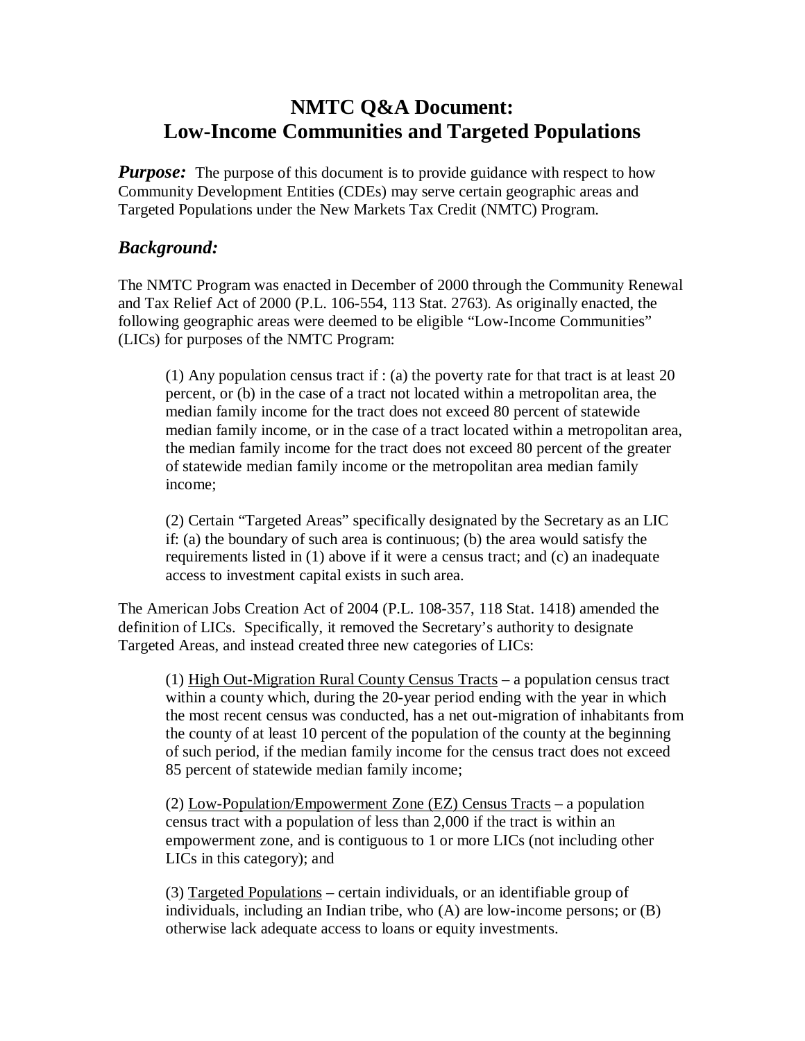# NMTC Q&A Document: Low-Income Communities and Targeted Populations

***Purpose:*** The purpose of this document is to provide guidance with respect to how Community Development Entities (CDEs) may serve certain geographic areas and Targeted Populations under the New Markets Tax Credit (NMTC) Program.

## *Background:*

The NMTC Program was enacted in December of 2000 through the Community Renewal and Tax Relief Act of 2000 (P.L. 106-554, 113 Stat. 2763). As originally enacted, the following geographic areas were deemed to be eligible "Low-Income Communities" (LICs) for purposes of the NMTC Program:

> (1) Any population census tract if : (a) the poverty rate for that tract is at least 20 percent, or (b) in the case of a tract not located within a metropolitan area, the median family income for the tract does not exceed 80 percent of statewide median family income, or in the case of a tract located within a metropolitan area, the median family income for the tract does not exceed 80 percent of the greater of statewide median family income or the metropolitan area median family income;
>
> (2) Certain "Targeted Areas" specifically designated by the Secretary as an LIC if: (a) the boundary of such area is continuous; (b) the area would satisfy the requirements listed in (1) above if it were a census tract; and (c) an inadequate access to investment capital exists in such area.

The American Jobs Creation Act of 2004 (P.L. 108-357, 118 Stat. 1418) amended the definition of LICs. Specifically, it removed the Secretary's authority to designate Targeted Areas, and instead created three new categories of LICs:

> (1) <u>High Out-Migration Rural County Census Tracts</u> – a population census tract within a county which, during the 20-year period ending with the year in which the most recent census was conducted, has a net out-migration of inhabitants from the county of at least 10 percent of the population of the county at the beginning of such period, if the median family income for the census tract does not exceed 85 percent of statewide median family income;
>
> (2) <u>Low-Population/Empowerment Zone (EZ) Census Tracts</u> – a population census tract with a population of less than 2,000 if the tract is within an empowerment zone, and is contiguous to 1 or more LICs (not including other LICs in this category); and
>
> (3) <u>Targeted Populations</u> – certain individuals, or an identifiable group of individuals, including an Indian tribe, who (A) are low-income persons; or (B) otherwise lack adequate access to loans or equity investments.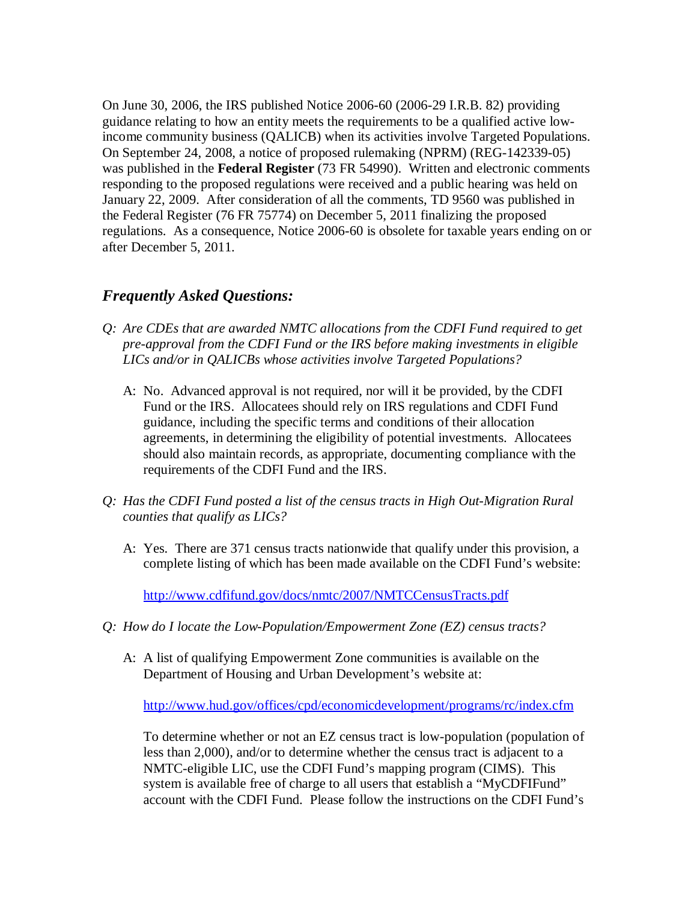On June 30, 2006, the IRS published Notice 2006-60 (2006-29 I.R.B. 82) providing guidance relating to how an entity meets the requirements to be a qualified active low-income community business (QALICB) when its activities involve Targeted Populations. On September 24, 2008, a notice of proposed rulemaking (NPRM) (REG-142339-05) was published in the **Federal Register** (73 FR 54990). Written and electronic comments responding to the proposed regulations were received and a public hearing was held on January 22, 2009. After consideration of all the comments, TD 9560 was published in the Federal Register (76 FR 75774) on December 5, 2011 finalizing the proposed regulations. As a consequence, Notice 2006-60 is obsolete for taxable years ending on or after December 5, 2011.

## *Frequently Asked Questions:*

*Q: Are CDEs that are awarded NMTC allocations from the CDFI Fund required to get pre-approval from the CDFI Fund or the IRS before making investments in eligible LICs and/or in QALICBs whose activities involve Targeted Populations?*

A: No. Advanced approval is not required, nor will it be provided, by the CDFI Fund or the IRS. Allocatees should rely on IRS regulations and CDFI Fund guidance, including the specific terms and conditions of their allocation agreements, in determining the eligibility of potential investments. Allocatees should also maintain records, as appropriate, documenting compliance with the requirements of the CDFI Fund and the IRS.

*Q: Has the CDFI Fund posted a list of the census tracts in High Out-Migration Rural counties that qualify as LICs?*

A: Yes. There are 371 census tracts nationwide that qualify under this provision, a complete listing of which has been made available on the CDFI Fund's website:

http://www.cdfifund.gov/docs/nmtc/2007/NMTCCensusTracts.pdf

*Q: How do I locate the Low-Population/Empowerment Zone (EZ) census tracts?*

A: A list of qualifying Empowerment Zone communities is available on the Department of Housing and Urban Development's website at:

http://www.hud.gov/offices/cpd/economicdevelopment/programs/rc/index.cfm

To determine whether or not an EZ census tract is low-population (population of less than 2,000), and/or to determine whether the census tract is adjacent to a NMTC-eligible LIC, use the CDFI Fund's mapping program (CIMS). This system is available free of charge to all users that establish a "MyCDFIFund" account with the CDFI Fund. Please follow the instructions on the CDFI Fund's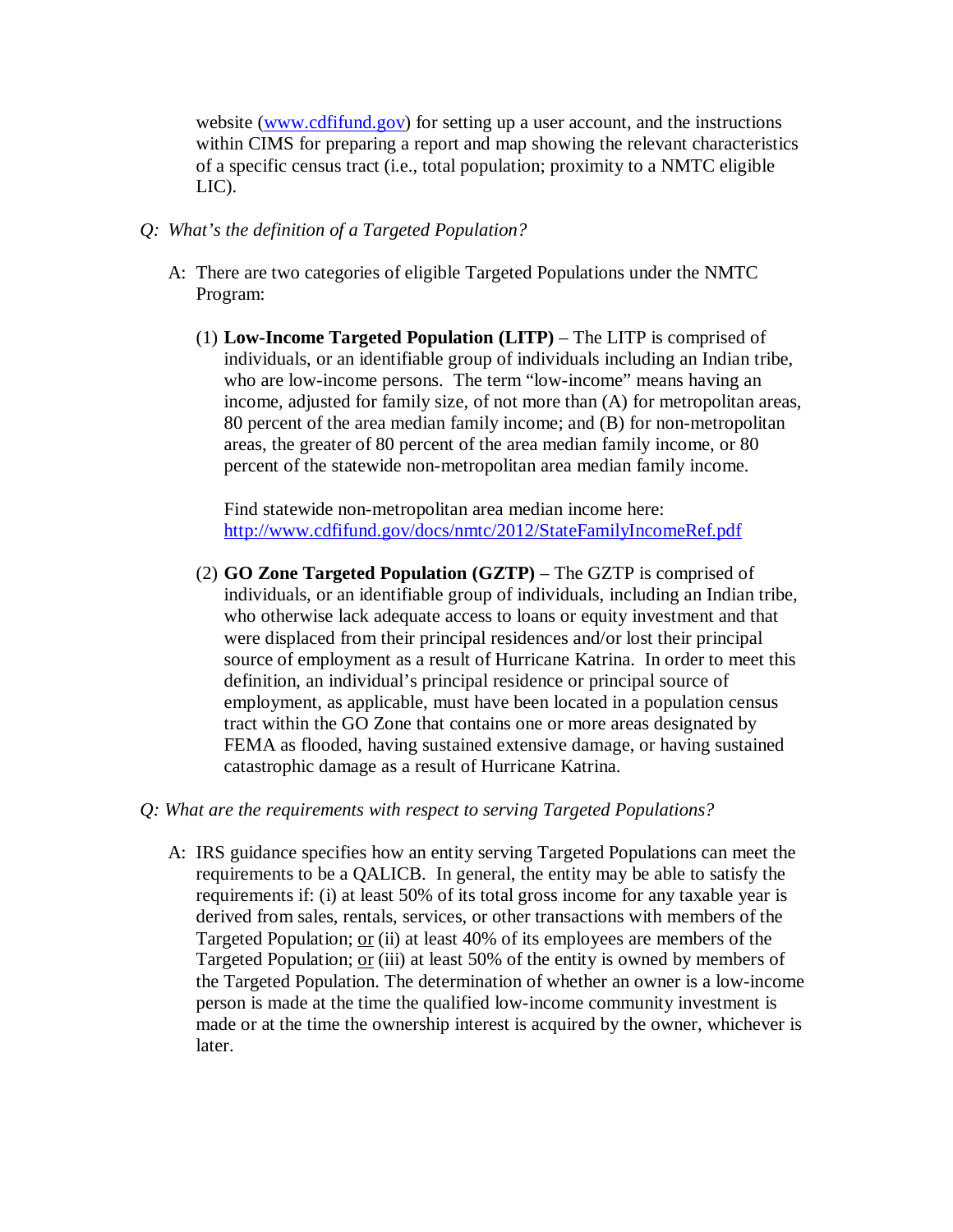website ([www.cdfifund.gov](http://www.cdfifund.gov)) for setting up a user account, and the instructions within CIMS for preparing a report and map showing the relevant characteristics of a specific census tract (i.e., total population; proximity to a NMTC eligible LIC).

*Q: What's the definition of a Targeted Population?*

A: There are two categories of eligible Targeted Populations under the NMTC Program:

(1) **Low-Income Targeted Population (LITP)** – The LITP is comprised of individuals, or an identifiable group of individuals including an Indian tribe, who are low-income persons. The term "low-income" means having an income, adjusted for family size, of not more than (A) for metropolitan areas, 80 percent of the area median family income; and (B) for non-metropolitan areas, the greater of 80 percent of the area median family income, or 80 percent of the statewide non-metropolitan area median family income.

Find statewide non-metropolitan area median income here: [http://www.cdfifund.gov/docs/nmtc/2012/StateFamilyIncomeRef.pdf](http://www.cdfifund.gov/docs/nmtc/2012/StateFamilyIncomeRef.pdf)

(2) **GO Zone Targeted Population (GZTP)** – The GZTP is comprised of individuals, or an identifiable group of individuals, including an Indian tribe, who otherwise lack adequate access to loans or equity investment and that were displaced from their principal residences and/or lost their principal source of employment as a result of Hurricane Katrina. In order to meet this definition, an individual's principal residence or principal source of employment, as applicable, must have been located in a population census tract within the GO Zone that contains one or more areas designated by FEMA as flooded, having sustained extensive damage, or having sustained catastrophic damage as a result of Hurricane Katrina.

*Q: What are the requirements with respect to serving Targeted Populations?*

A: IRS guidance specifies how an entity serving Targeted Populations can meet the requirements to be a QALICB. In general, the entity may be able to satisfy the requirements if: (i) at least 50% of its total gross income for any taxable year is derived from sales, rentals, services, or other transactions with members of the Targeted Population; <u>or</u> (ii) at least 40% of its employees are members of the Targeted Population; <u>or</u> (iii) at least 50% of the entity is owned by members of the Targeted Population. The determination of whether an owner is a low-income person is made at the time the qualified low-income community investment is made or at the time the ownership interest is acquired by the owner, whichever is later.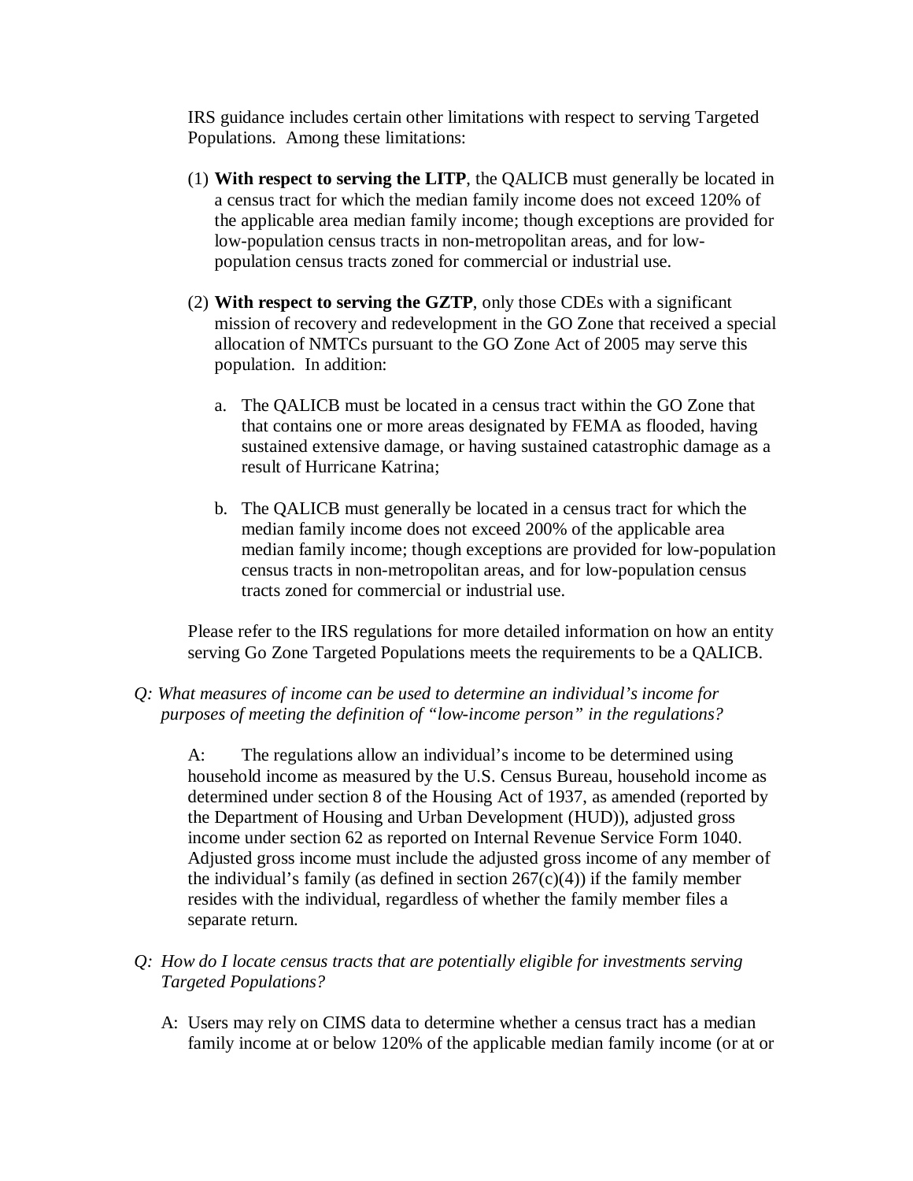IRS guidance includes certain other limitations with respect to serving Targeted Populations. Among these limitations:

(1) **With respect to serving the LITP**, the QALICB must generally be located in a census tract for which the median family income does not exceed 120% of the applicable area median family income; though exceptions are provided for low-population census tracts in non-metropolitan areas, and for low-population census tracts zoned for commercial or industrial use.

(2) **With respect to serving the GZTP**, only those CDEs with a significant mission of recovery and redevelopment in the GO Zone that received a special allocation of NMTCs pursuant to the GO Zone Act of 2005 may serve this population. In addition:

   a. The QALICB must be located in a census tract within the GO Zone that that contains one or more areas designated by FEMA as flooded, having sustained extensive damage, or having sustained catastrophic damage as a result of Hurricane Katrina;

   b. The QALICB must generally be located in a census tract for which the median family income does not exceed 200% of the applicable area median family income; though exceptions are provided for low-population census tracts in non-metropolitan areas, and for low-population census tracts zoned for commercial or industrial use.

Please refer to the IRS regulations for more detailed information on how an entity serving Go Zone Targeted Populations meets the requirements to be a QALICB.

*Q: What measures of income can be used to determine an individual's income for purposes of meeting the definition of "low-income person" in the regulations?*

A: The regulations allow an individual's income to be determined using household income as measured by the U.S. Census Bureau, household income as determined under section 8 of the Housing Act of 1937, as amended (reported by the Department of Housing and Urban Development (HUD)), adjusted gross income under section 62 as reported on Internal Revenue Service Form 1040. Adjusted gross income must include the adjusted gross income of any member of the individual's family (as defined in section 267(c)(4)) if the family member resides with the individual, regardless of whether the family member files a separate return.

*Q: How do I locate census tracts that are potentially eligible for investments serving Targeted Populations?*

A: Users may rely on CIMS data to determine whether a census tract has a median family income at or below 120% of the applicable median family income (or at or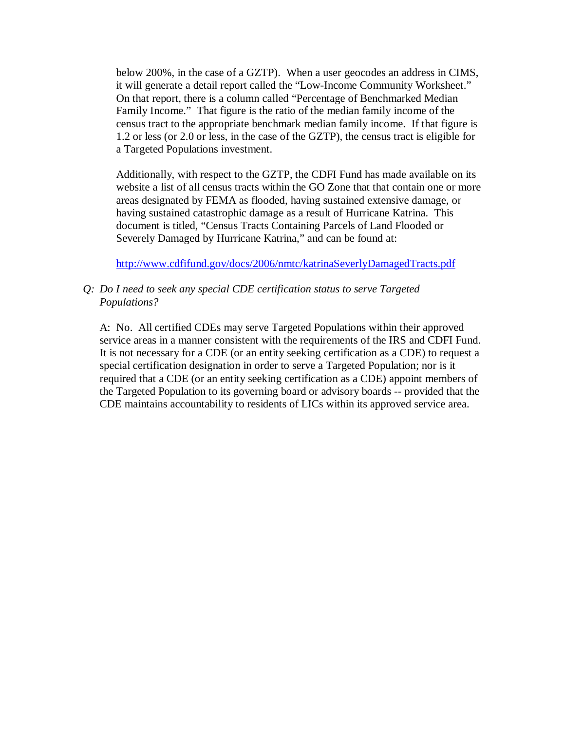below 200%, in the case of a GZTP). When a user geocodes an address in CIMS, it will generate a detail report called the "Low-Income Community Worksheet." On that report, there is a column called "Percentage of Benchmarked Median Family Income." That figure is the ratio of the median family income of the census tract to the appropriate benchmark median family income. If that figure is 1.2 or less (or 2.0 or less, in the case of the GZTP), the census tract is eligible for a Targeted Populations investment.

Additionally, with respect to the GZTP, the CDFI Fund has made available on its website a list of all census tracts within the GO Zone that that contain one or more areas designated by FEMA as flooded, having sustained extensive damage, or having sustained catastrophic damage as a result of Hurricane Katrina. This document is titled, "Census Tracts Containing Parcels of Land Flooded or Severely Damaged by Hurricane Katrina," and can be found at:

http://www.cdfifund.gov/docs/2006/nmtc/katrinaSeverlyDamagedTracts.pdf

*Q: Do I need to seek any special CDE certification status to serve Targeted Populations?*

A: No. All certified CDEs may serve Targeted Populations within their approved service areas in a manner consistent with the requirements of the IRS and CDFI Fund. It is not necessary for a CDE (or an entity seeking certification as a CDE) to request a special certification designation in order to serve a Targeted Population; nor is it required that a CDE (or an entity seeking certification as a CDE) appoint members of the Targeted Population to its governing board or advisory boards -- provided that the CDE maintains accountability to residents of LICs within its approved service area.